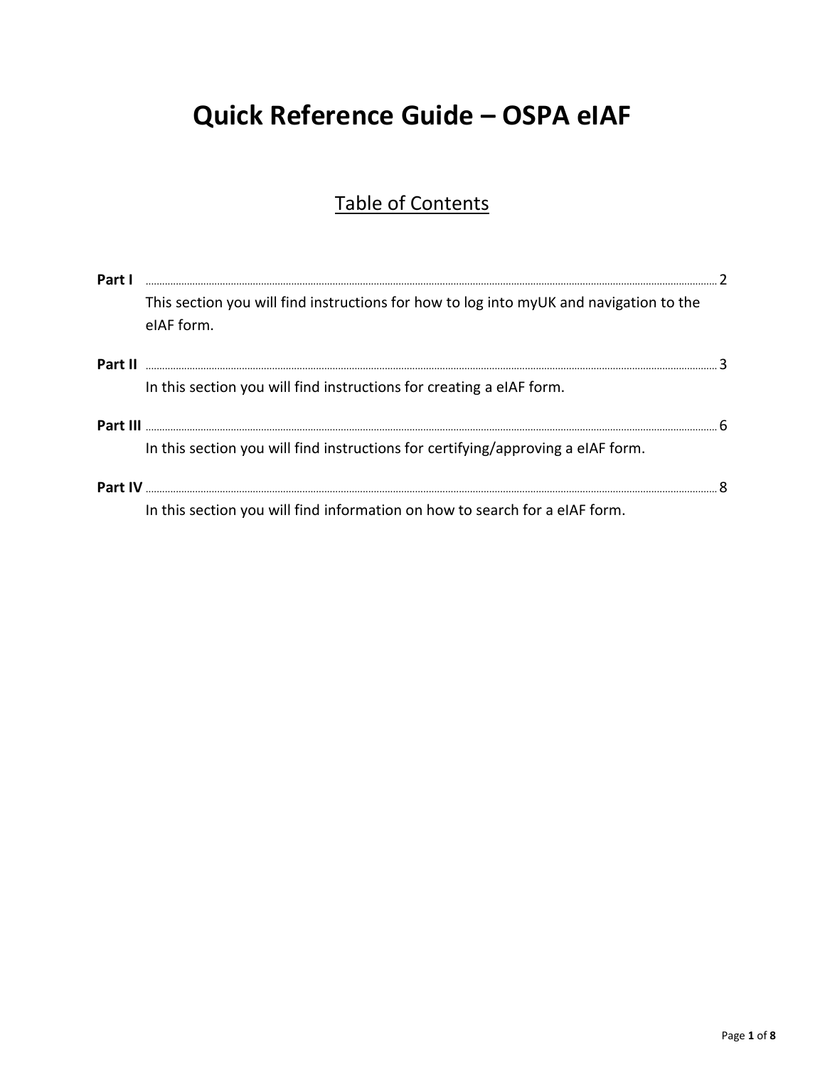# Quick Reference Guide – OSPA eIAF

## Table of Contents

**Part I** .......... 2

This section you will find instructions for how to log into myUK and navigation to the eIAF form.

**Part II** .......... 3

In this section you will find instructions for creating a eIAF form.

**Part III** .......... 6

In this section you will find instructions for certifying/approving a eIAF form.

**Part IV** .......... 8

In this section you will find information on how to search for a eIAF form.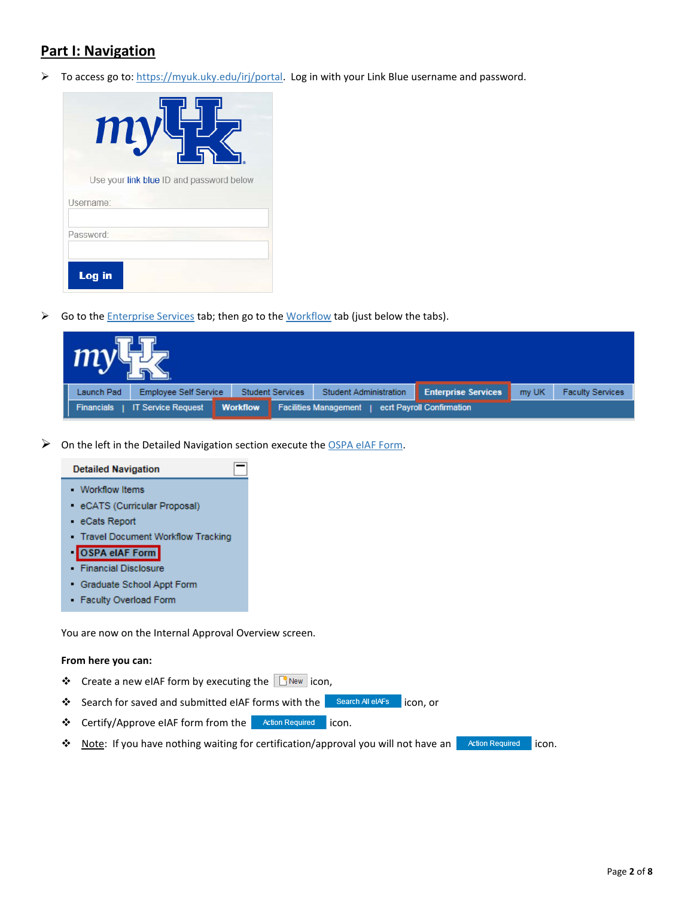## Part I: Navigation

- To access go to: https://myuk.uky.edu/irj/portal. Log in with your Link Blue username and password.

- Go to the Enterprise Services tab; then go to the Workflow tab (just below the tabs).

- On the left in the Detailed Navigation section execute the OSPA eIAF Form.

You are now on the Internal Approval Overview screen.

**From here you can:**

- Create a new eIAF form by executing the New icon,
- Search for saved and submitted eIAF forms with the Search All eIAFs icon, or
- Certify/Approve eIAF form from the Action Required icon.
- Note: If you have nothing waiting for certification/approval you will not have an Action Required icon.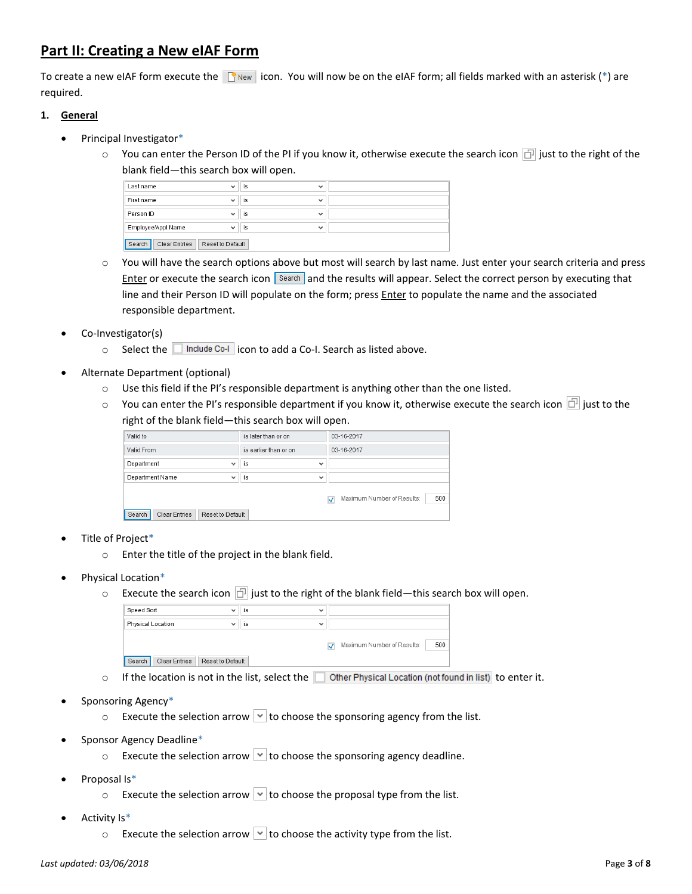## Part II: Creating a New eIAF Form

To create a new eIAF form execute the New icon. You will now be on the eIAF form; all fields marked with an asterisk (*) are required.

### 1. General

- Principal Investigator*
  - You can enter the Person ID of the PI if you know it, otherwise execute the search icon just to the right of the blank field—this search box will open.

| | | |
|---|---|---|
| Last name | is | |
| First name | is | |
| Person ID | is | |
| Employee/Appl Name | is | |
| Search | Clear Entries | Reset to Default |

  - You will have the search options above but most will search by last name. Just enter your search criteria and press Enter or execute the search icon Search and the results will appear. Select the correct person by executing that line and their Person ID will populate on the form; press Enter to populate the name and the associated responsible department.

- Co-Investigator(s)
  - Select the Include Co-I icon to add a Co-I. Search as listed above.

- Alternate Department (optional)
  - Use this field if the PI's responsible department is anything other than the one listed.
  - You can enter the PI's responsible department if you know it, otherwise execute the search icon just to the right of the blank field—this search box will open.

| | | |
|---|---|---|
| Valid to | is later than or on | 03-16-2017 |
| Valid From | is earlier than or on | 03-16-2017 |
| Department | is | |
| Department Name | is | |
| | | Maximum Number of Results: 500 |
| Search | Clear Entries | Reset to Default |

- Title of Project*
  - Enter the title of the project in the blank field.

- Physical Location*
  - Execute the search icon just to the right of the blank field—this search box will open.

| | | |
|---|---|---|
| Speed Sort | is | |
| Physical Location | is | |
| | | Maximum Number of Results: 500 |
| Search | Clear Entries | Reset to Default |

  - If the location is not in the list, select the Other Physical Location (not found in list) to enter it.

- Sponsoring Agency*
  - Execute the selection arrow to choose the sponsoring agency from the list.

- Sponsor Agency Deadline*
  - Execute the selection arrow to choose the sponsoring agency deadline.

- Proposal Is*
  - Execute the selection arrow to choose the proposal type from the list.

- Activity Is*
  - Execute the selection arrow to choose the activity type from the list.

*Last updated: 03/06/2018*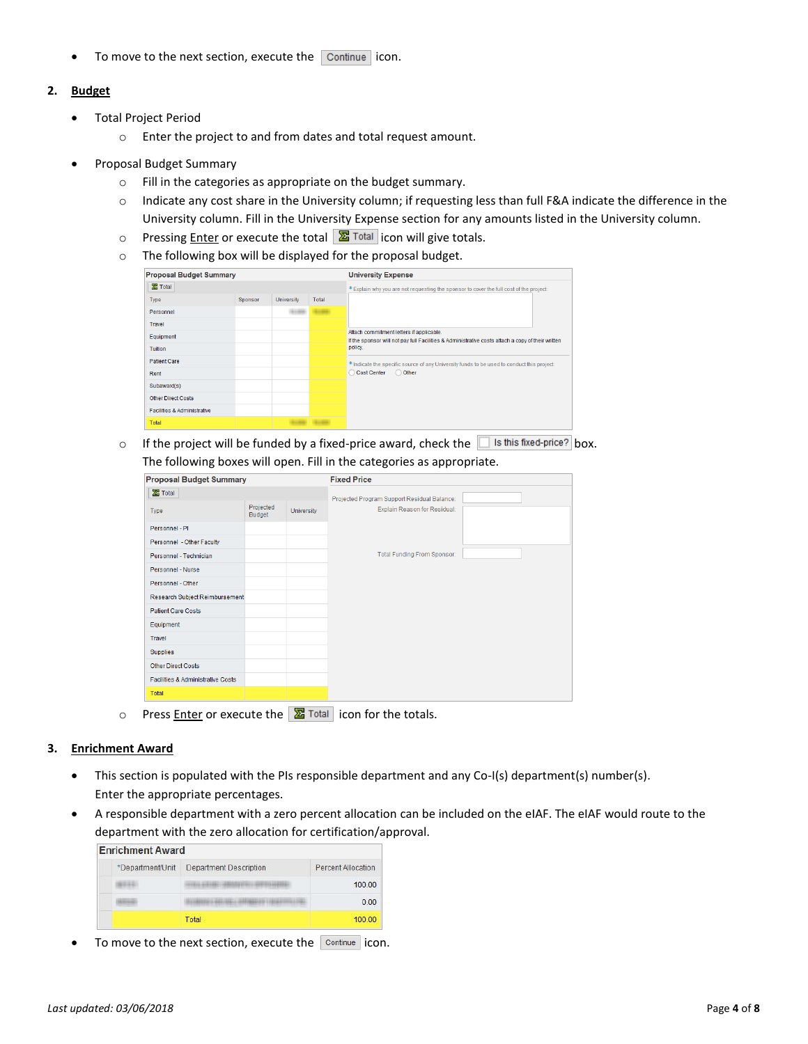- To move to the next section, execute the Continue icon.

## 2. Budget

- Total Project Period
  - Enter the project to and from dates and total request amount.
- Proposal Budget Summary
  - Fill in the categories as appropriate on the budget summary.
  - Indicate any cost share in the University column; if requesting less than full F&A indicate the difference in the University column. Fill in the University Expense section for any amounts listed in the University column.
  - Pressing Enter or execute the total Total icon will give totals.
  - The following box will be displayed for the proposal budget.

**Proposal Budget Summary**

| Type | Sponsor | University | Total |
|---|---|---|---|
| Personnel | | | |
| Travel | | | |
| Equipment | | | |
| Tuition | | | |
| Patient Care | | | |
| Rent | | | |
| Subaward(s) | | | |
| Other Direct Costs | | | |
| Facilities & Administrative | | | |
| Total | | | |

**University Expense**

\* Explain why you are not requesting the sponsor to cover the full cost of the project:

Attach commitment letters if applicable.
If the sponsor will not pay full Facilities & Administrative costs attach a copy of their written policy.

\* Indicate the specific source of any University funds to be used to conduct this project: Cost Center / Other

  - If the project will be funded by a fixed-price award, check the Is this fixed-price? box. The following boxes will open. Fill in the categories as appropriate.

**Proposal Budget Summary**

| Type | Projected Budget | University |
|---|---|---|
| Personnel - PI | | |
| Personnel - Other Faculty | | |
| Personnel - Technician | | |
| Personnel - Nurse | | |
| Personnel - Other | | |
| Research Subject Reimbursement | | |
| Patient Care Costs | | |
| Equipment | | |
| Travel | | |
| Supplies | | |
| Other Direct Costs | | |
| Facilities & Administrative Costs | | |
| Total | | |

**Fixed Price**

Projected Program Support Residual Balance:
Explain Reason for Residual:
Total Funding From Sponsor:

  - Press Enter or execute the Total icon for the totals.

## 3. Enrichment Award

- This section is populated with the PIs responsible department and any Co-I(s) department(s) number(s). Enter the appropriate percentages.
- A responsible department with a zero percent allocation can be included on the eIAF. The eIAF would route to the department with the zero allocation for certification/approval.

**Enrichment Award**

| *Department/Unit | Department Description | Percent Allocation |
|---|---|---|
| | | 100.00 |
| | | 0.00 |
| | Total | 100.00 |

- To move to the next section, execute the Continue icon.

*Last updated: 03/06/2018*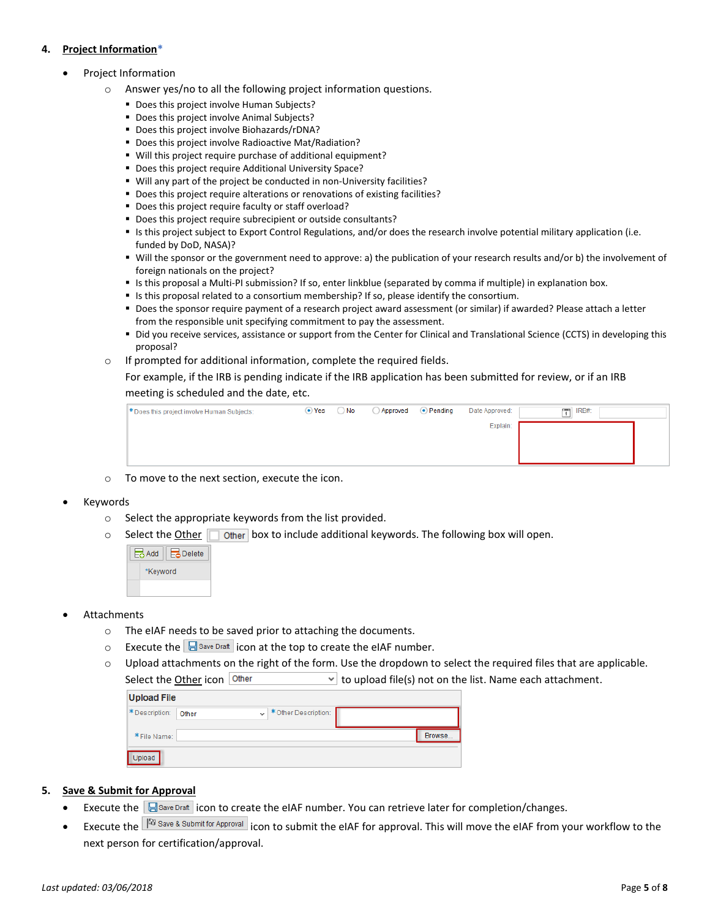## 4. Project Information*

- Project Information
  - Answer yes/no to all the following project information questions.
    - Does this project involve Human Subjects?
    - Does this project involve Animal Subjects?
    - Does this project involve Biohazards/rDNA?
    - Does this project involve Radioactive Mat/Radiation?
    - Will this project require purchase of additional equipment?
    - Does this project require Additional University Space?
    - Will any part of the project be conducted in non-University facilities?
    - Does this project require alterations or renovations of existing facilities?
    - Does this project require faculty or staff overload?
    - Does this project require subrecipient or outside consultants?
    - Is this project subject to Export Control Regulations, and/or does the research involve potential military application (i.e. funded by DoD, NASA)?
    - Will the sponsor or the government need to approve: a) the publication of your research results and/or b) the involvement of foreign nationals on the project?
    - Is this proposal a Multi-PI submission? If so, enter linkblue (separated by comma if multiple) in explanation box.
    - Is this proposal related to a consortium membership? If so, please identify the consortium.
    - Does the sponsor require payment of a research project award assessment (or similar) if awarded? Please attach a letter from the responsible unit specifying commitment to pay the assessment.
    - Did you receive services, assistance or support from the Center for Clinical and Translational Science (CCTS) in developing this proposal?
  - If prompted for additional information, complete the required fields.

    For example, if the IRB is pending indicate if the IRB application has been submitted for review, or if an IRB meeting is scheduled and the date, etc.

    *Does this project involve Human Subjects: (•) Yes ( ) No ( ) Approved (•) Pending Date Approved: IRB#: Explain:

  - To move to the next section, execute the icon.
- Keywords
  - Select the appropriate keywords from the list provided.
  - Select the Other [ ] Other box to include additional keywords. The following box will open.

    Add | Delete | *Keyword

- Attachments
  - The eIAF needs to be saved prior to attaching the documents.
  - Execute the Save Draft icon at the top to create the eIAF number.
  - Upload attachments on the right of the form. Use the dropdown to select the required files that are applicable. Select the Other icon [Other] to upload file(s) not on the list. Name each attachment.

    Upload File — *Description: Other | *Other Description: | *File Name: | Browse... | Upload

## 5. Save & Submit for Approval

- Execute the Save Draft icon to create the eIAF number. You can retrieve later for completion/changes.
- Execute the Save & Submit for Approval icon to submit the eIAF for approval. This will move the eIAF from your workflow to the next person for certification/approval.

*Last updated: 03/06/2018*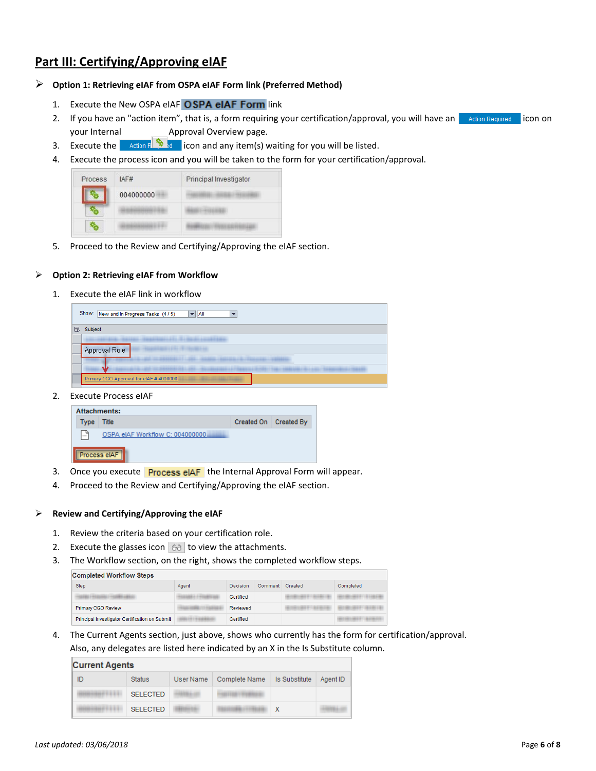## Part III: Certifying/Approving eIAF

- **Option 1: Retrieving eIAF from OSPA eIAF Form link (Preferred Method)**

1. Execute the New OSPA eIAF **OSPA eIAF Form** link
2. If you have an "action item", that is, a form requiring your certification/approval, you will have an Action Required icon on your Internal Approval Overview page.
3. Execute the Action Required icon and any item(s) waiting for you will be listed.
4. Execute the process icon and you will be taken to the form for your certification/approval.

| Process | IAF# | Principal Investigator |
|---|---|---|
| | 004000000 | |
| | | |
| | | |

5. Proceed to the Review and Certifying/Approving the eIAF section.

- **Option 2: Retrieving eIAF from Workflow**

1. Execute the eIAF link in workflow

Show: New and In Progress Tasks (4 / 5) All

| Subject |
|---|
| |
| Approval Role |
| |
| |
| Primary CGO Approval for eIAF # 4000000 |

2. Execute Process eIAF

**Attachments:**

| Type | Title | Created On | Created By |
|---|---|---|---|
| | OSPA eIAF Workflow C: 004000000 | | |

Process eIAF

3. Once you execute **Process eIAF** the Internal Approval Form will appear.
4. Proceed to the Review and Certifying/Approving the eIAF section.

- **Review and Certifying/Approving the eIAF**

1. Review the criteria based on your certification role.
2. Execute the glasses icon to view the attachments.
3. The Workflow section, on the right, shows the completed workflow steps.

Completed Workflow Steps

| Step | Agent | Decision | Comment | Created | Completed |
|---|---|---|---|---|---|
| | | Certified | | | |
| Primary CGO Review | | Reviewed | | | |
| Principal Investigator Certification on Submit | | Certified | | | |

4. The Current Agents section, just above, shows who currently has the form for certification/approval. Also, any delegates are listed here indicated by an X in the Is Substitute column.

Current Agents

| ID | Status | User Name | Complete Name | Is Substitute | Agent ID |
|---|---|---|---|---|---|
| | SELECTED | | | | |
| | SELECTED | | | X | |

*Last updated: 03/06/2018*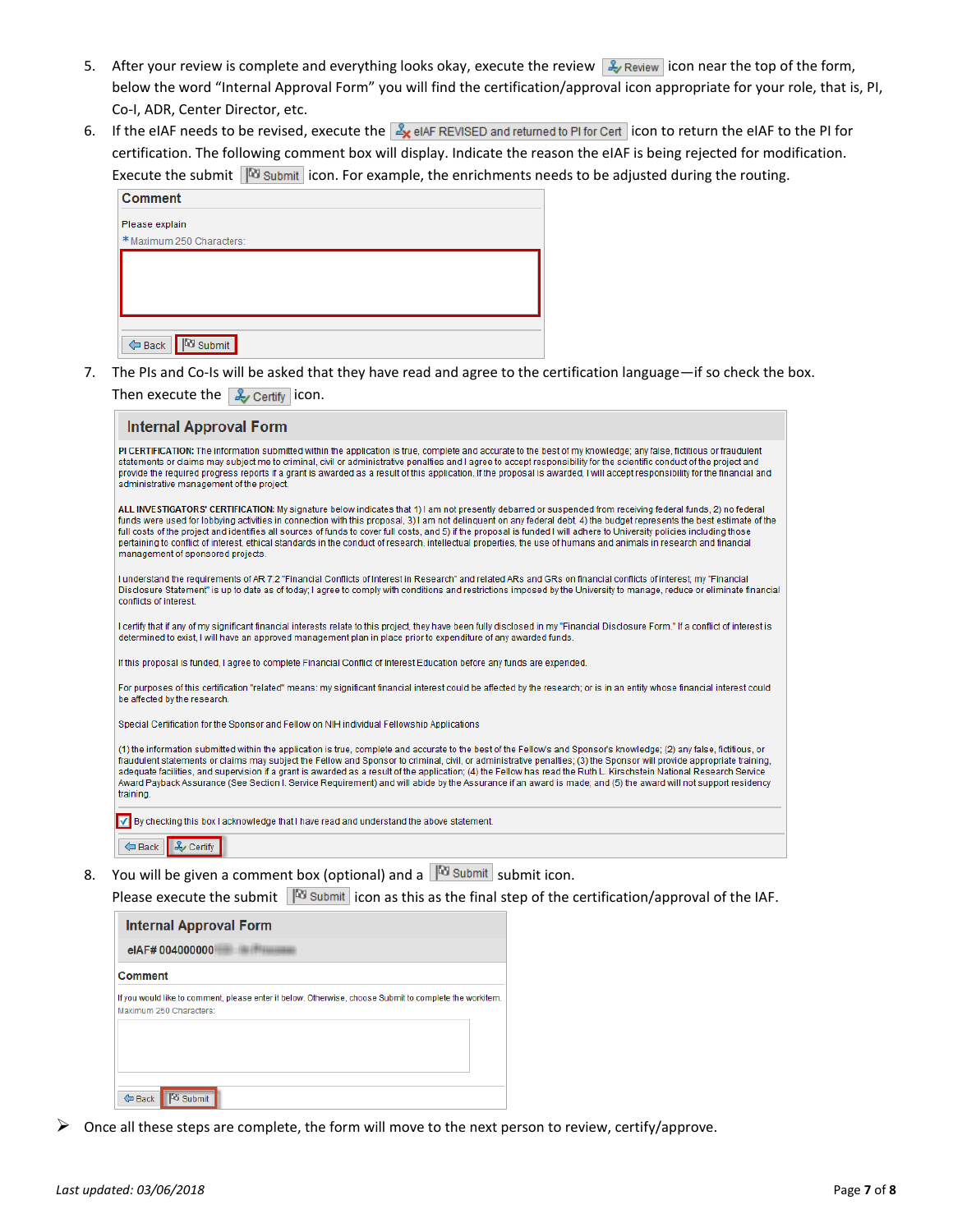5. After your review is complete and everything looks okay, execute the review **Review** icon near the top of the form, below the word "Internal Approval Form" you will find the certification/approval icon appropriate for your role, that is, PI, Co-I, ADR, Center Director, etc.
6. If the eIAF needs to be revised, execute the **eIAF REVISED and returned to PI for Cert** icon to return the eIAF to the PI for certification. The following comment box will display. Indicate the reason the eIAF is being rejected for modification. Execute the submit **Submit** icon. For example, the enrichments needs to be adjusted during the routing.

   **Comment**

   Please explain

   \*Maximum 250 Characters:

   Back | Submit

7. The PIs and Co-Is will be asked that they have read and agree to the certification language—if so check the box. Then execute the **Certify** icon.

   **Internal Approval Form**

   **PI CERTIFICATION:** The information submitted within the application is true, complete and accurate to the best of my knowledge; any false, fictitious or fraudulent statements or claims may subject me to criminal, civil or administrative penalties and I agree to accept responsibility for the scientific conduct of the project and provide the required progress reports if a grant is awarded as a result of this application. If the proposal is awarded, I will accept responsibility for the financial and administrative management of the project.

   **ALL INVESTIGATORS' CERTIFICATION:** My signature below indicates that 1) I am not presently debarred or suspended from receiving federal funds, 2) no federal funds were used for lobbying activities in connection with this proposal, 3) I am not delinquent on any federal debt, 4) the budget represents the best estimate of the full costs of the project and identifies all sources of funds to cover full costs, and 5) if the proposal is funded I will adhere to University policies including those pertaining to conflict of interest, ethical standards in the conduct of research, intellectual properties, the use of humans and animals in research and financial management of sponsored projects.

   I understand the requirements of AR 7.2 "Financial Conflicts of Interest in Research" and related ARs and GRs on financial conflicts of interest; my "Financial Disclosure Statement" is up to date as of today; I agree to comply with conditions and restrictions imposed by the University to manage, reduce or eliminate financial conflicts of interest.

   I certify that if any of my significant financial interests relate to this project, they have been fully disclosed in my "Financial Disclosure Form." If a conflict of interest is determined to exist, I will have an approved management plan in place prior to expenditure of any awarded funds.

   If this proposal is funded, I agree to complete Financial Conflict of Interest Education before any funds are expended.

   For purposes of this certification "related" means: my significant financial interest could be affected by the research; or is in an entity whose financial interest could be affected by the research.

   Special Certification for the Sponsor and Fellow on NIH individual Fellowship Applications

   (1) the information submitted within the application is true, complete and accurate to the best of the Fellow's and Sponsor's knowledge; (2) any false, fictitious, or fraudulent statements or claims may subject the Fellow and Sponsor to criminal, civil, or administrative penalties; (3) the Sponsor will provide appropriate training, adequate facilities, and supervision if a grant is awarded as a result of the application; (4) the Fellow has read the Ruth L. Kirschstein National Research Service Award Payback Assurance (See Section I. Service Requirement) and will abide by the Assurance if an award is made; and (5) the award will not support residency training.

   ☑ By checking this box I acknowledge that I have read and understand the above statement.

   Back | Certify

8. You will be given a comment box (optional) and a **Submit** submit icon.
   Please execute the submit **Submit** icon as this as the final step of the certification/approval of the IAF.

   **Internal Approval Form**

   **eIAF# 004000000**

   **Comment**

   If you would like to comment, please enter it below. Otherwise, choose Submit to complete the workitem.
   Maximum 250 Characters:

   Back | Submit

➢ Once all these steps are complete, the form will move to the next person to review, certify/approve.

*Last updated: 03/06/2018*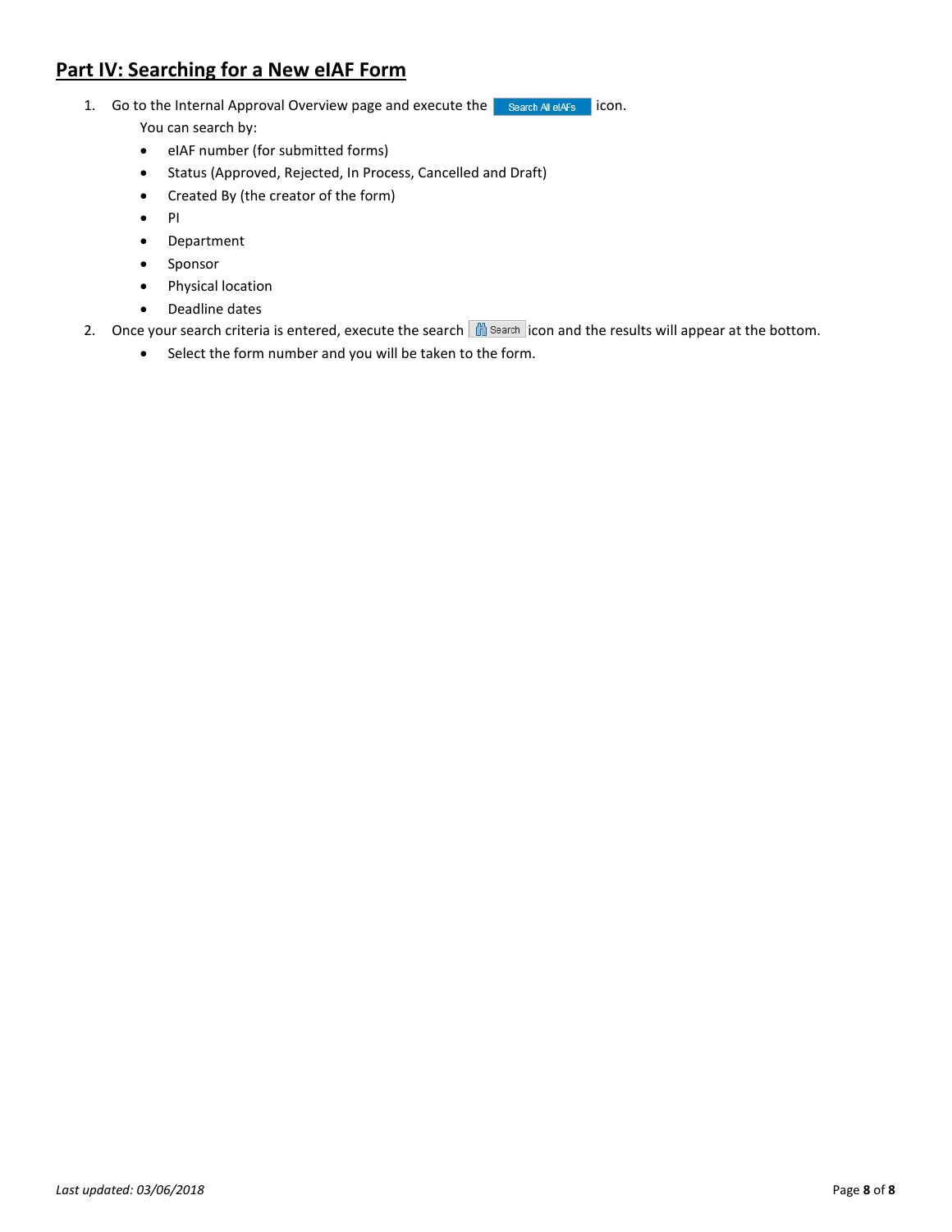## Part IV: Searching for a New eIAF Form

1. Go to the Internal Approval Overview page and execute the Search All eIAFs icon.

   You can search by:

   - eIAF number (for submitted forms)
   - Status (Approved, Rejected, In Process, Cancelled and Draft)
   - Created By (the creator of the form)
   - PI
   - Department
   - Sponsor
   - Physical location
   - Deadline dates

2. Once your search criteria is entered, execute the search Search icon and the results will appear at the bottom.

   - Select the form number and you will be taken to the form.

*Last updated: 03/06/2018*